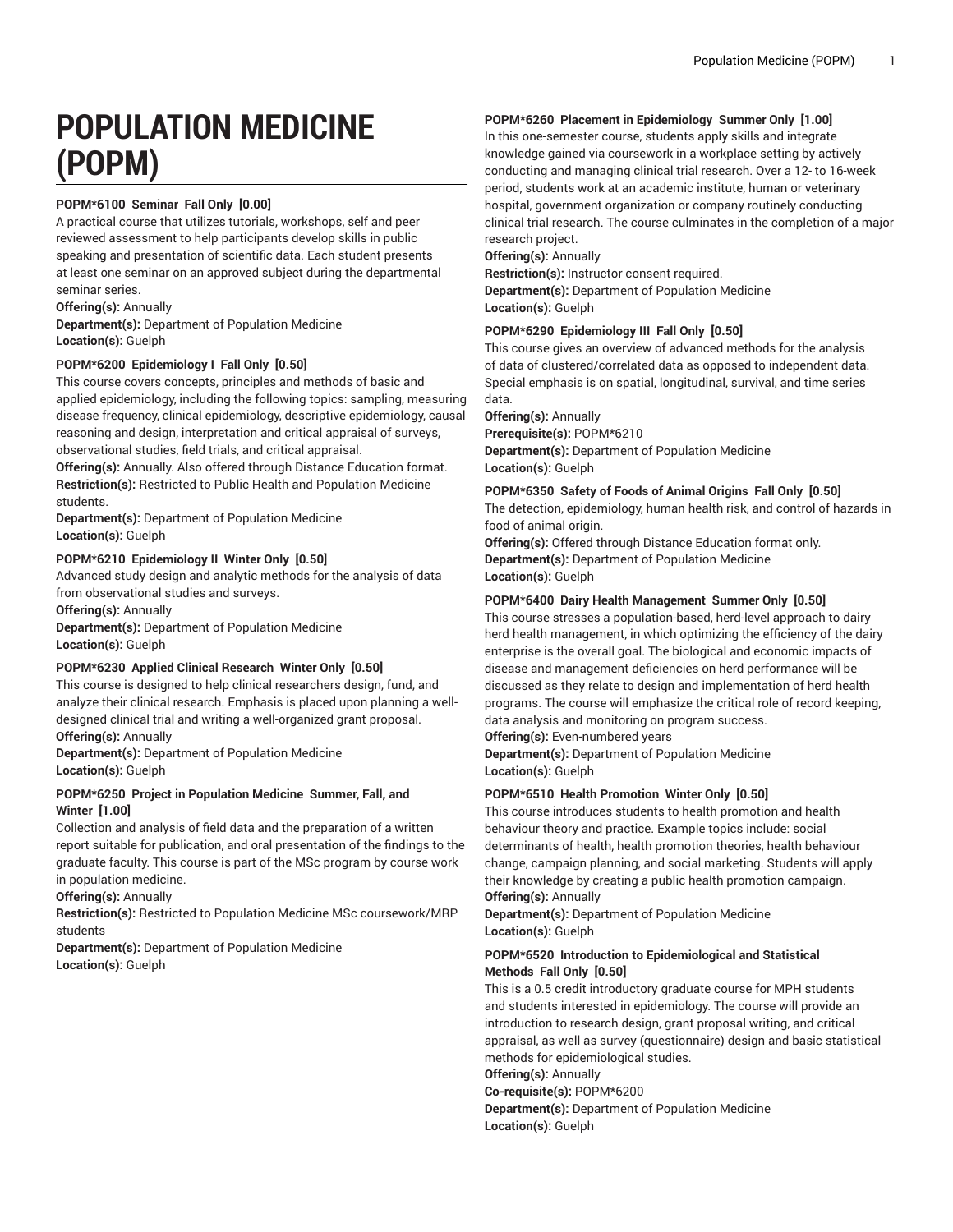# POPULATION MEDICINE (POPM)

**POPM*6100 Seminar Fall Only [0.00]**
A practical course that utilizes tutorials, workshops, self and peer reviewed assessment to help participants develop skills in public speaking and presentation of scientific data. Each student presents at least one seminar on an approved subject during the departmental seminar series.
**Offering(s):** Annually
**Department(s):** Department of Population Medicine
**Location(s):** Guelph

**POPM*6200 Epidemiology I Fall Only [0.50]**
This course covers concepts, principles and methods of basic and applied epidemiology, including the following topics: sampling, measuring disease frequency, clinical epidemiology, descriptive epidemiology, causal reasoning and design, interpretation and critical appraisal of surveys, observational studies, field trials, and critical appraisal.
**Offering(s):** Annually. Also offered through Distance Education format.
**Restriction(s):** Restricted to Public Health and Population Medicine students.
**Department(s):** Department of Population Medicine
**Location(s):** Guelph

**POPM*6210 Epidemiology II Winter Only [0.50]**
Advanced study design and analytic methods for the analysis of data from observational studies and surveys.
**Offering(s):** Annually
**Department(s):** Department of Population Medicine
**Location(s):** Guelph

**POPM*6230 Applied Clinical Research Winter Only [0.50]**
This course is designed to help clinical researchers design, fund, and analyze their clinical research. Emphasis is placed upon planning a well-designed clinical trial and writing a well-organized grant proposal.
**Offering(s):** Annually
**Department(s):** Department of Population Medicine
**Location(s):** Guelph

**POPM*6250 Project in Population Medicine Summer, Fall, and Winter [1.00]**
Collection and analysis of field data and the preparation of a written report suitable for publication, and oral presentation of the findings to the graduate faculty. This course is part of the MSc program by course work in population medicine.
**Offering(s):** Annually
**Restriction(s):** Restricted to Population Medicine MSc coursework/MRP students
**Department(s):** Department of Population Medicine
**Location(s):** Guelph

**POPM*6260 Placement in Epidemiology Summer Only [1.00]**
In this one-semester course, students apply skills and integrate knowledge gained via coursework in a workplace setting by actively conducting and managing clinical trial research. Over a 12- to 16-week period, students work at an academic institute, human or veterinary hospital, government organization or company routinely conducting clinical trial research. The course culminates in the completion of a major research project.
**Offering(s):** Annually
**Restriction(s):** Instructor consent required.
**Department(s):** Department of Population Medicine
**Location(s):** Guelph

**POPM*6290 Epidemiology III Fall Only [0.50]**
This course gives an overview of advanced methods for the analysis of data of clustered/correlated data as opposed to independent data. Special emphasis is on spatial, longitudinal, survival, and time series data.
**Offering(s):** Annually
**Prerequisite(s):** POPM*6210
**Department(s):** Department of Population Medicine
**Location(s):** Guelph

**POPM*6350 Safety of Foods of Animal Origins Fall Only [0.50]**
The detection, epidemiology, human health risk, and control of hazards in food of animal origin.
**Offering(s):** Offered through Distance Education format only.
**Department(s):** Department of Population Medicine
**Location(s):** Guelph

**POPM*6400 Dairy Health Management Summer Only [0.50]**
This course stresses a population-based, herd-level approach to dairy herd health management, in which optimizing the efficiency of the dairy enterprise is the overall goal. The biological and economic impacts of disease and management deficiencies on herd performance will be discussed as they relate to design and implementation of herd health programs. The course will emphasize the critical role of record keeping, data analysis and monitoring on program success.
**Offering(s):** Even-numbered years
**Department(s):** Department of Population Medicine
**Location(s):** Guelph

**POPM*6510 Health Promotion Winter Only [0.50]**
This course introduces students to health promotion and health behaviour theory and practice. Example topics include: social determinants of health, health promotion theories, health behaviour change, campaign planning, and social marketing. Students will apply their knowledge by creating a public health promotion campaign.
**Offering(s):** Annually
**Department(s):** Department of Population Medicine
**Location(s):** Guelph

**POPM*6520 Introduction to Epidemiological and Statistical Methods Fall Only [0.50]**
This is a 0.5 credit introductory graduate course for MPH students and students interested in epidemiology. The course will provide an introduction to research design, grant proposal writing, and critical appraisal, as well as survey (questionnaire) design and basic statistical methods for epidemiological studies.
**Offering(s):** Annually
**Co-requisite(s):** POPM*6200
**Department(s):** Department of Population Medicine
**Location(s):** Guelph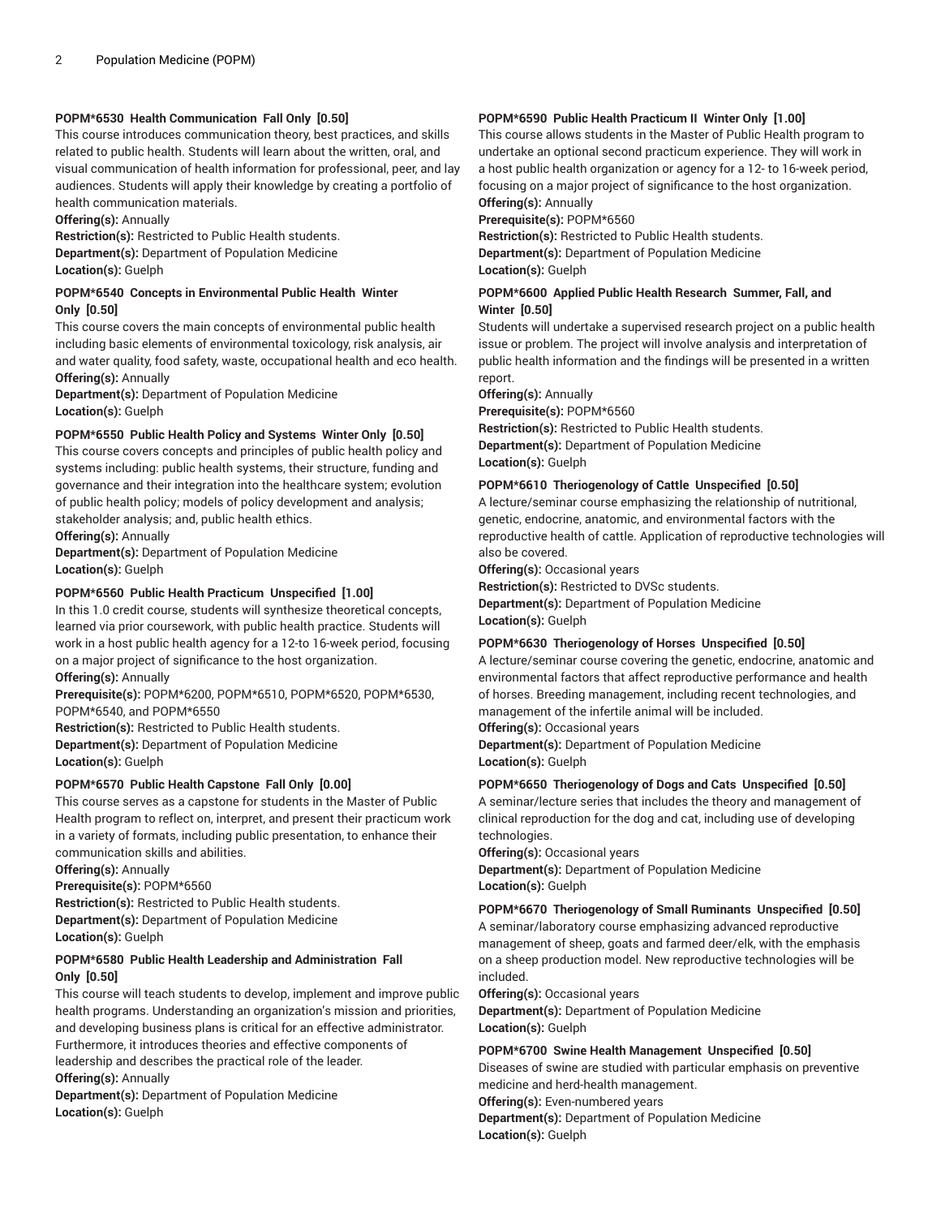### POPM*6530 Health Communication Fall Only [0.50]

This course introduces communication theory, best practices, and skills related to public health. Students will learn about the written, oral, and visual communication of health information for professional, peer, and lay audiences. Students will apply their knowledge by creating a portfolio of health communication materials.

**Offering(s):** Annually
**Restriction(s):** Restricted to Public Health students.
**Department(s):** Department of Population Medicine
**Location(s):** Guelph

### POPM*6540 Concepts in Environmental Public Health Winter Only [0.50]

This course covers the main concepts of environmental public health including basic elements of environmental toxicology, risk analysis, air and water quality, food safety, waste, occupational health and eco health.

**Offering(s):** Annually
**Department(s):** Department of Population Medicine
**Location(s):** Guelph

### POPM*6550 Public Health Policy and Systems Winter Only [0.50]

This course covers concepts and principles of public health policy and systems including: public health systems, their structure, funding and governance and their integration into the healthcare system; evolution of public health policy; models of policy development and analysis; stakeholder analysis; and, public health ethics.

**Offering(s):** Annually
**Department(s):** Department of Population Medicine
**Location(s):** Guelph

### POPM*6560 Public Health Practicum Unspecified [1.00]

In this 1.0 credit course, students will synthesize theoretical concepts, learned via prior coursework, with public health practice. Students will work in a host public health agency for a 12-to 16-week period, focusing on a major project of significance to the host organization.

**Offering(s):** Annually
**Prerequisite(s):** POPM*6200, POPM*6510, POPM*6520, POPM*6530, POPM*6540, and POPM*6550
**Restriction(s):** Restricted to Public Health students.
**Department(s):** Department of Population Medicine
**Location(s):** Guelph

### POPM*6570 Public Health Capstone Fall Only [0.00]

This course serves as a capstone for students in the Master of Public Health program to reflect on, interpret, and present their practicum work in a variety of formats, including public presentation, to enhance their communication skills and abilities.

**Offering(s):** Annually
**Prerequisite(s):** POPM*6560
**Restriction(s):** Restricted to Public Health students.
**Department(s):** Department of Population Medicine
**Location(s):** Guelph

### POPM*6580 Public Health Leadership and Administration Fall Only [0.50]

This course will teach students to develop, implement and improve public health programs. Understanding an organization's mission and priorities, and developing business plans is critical for an effective administrator. Furthermore, it introduces theories and effective components of leadership and describes the practical role of the leader.

**Offering(s):** Annually
**Department(s):** Department of Population Medicine
**Location(s):** Guelph

### POPM*6590 Public Health Practicum II Winter Only [1.00]

This course allows students in the Master of Public Health program to undertake an optional second practicum experience. They will work in a host public health organization or agency for a 12- to 16-week period, focusing on a major project of significance to the host organization.

**Offering(s):** Annually
**Prerequisite(s):** POPM*6560
**Restriction(s):** Restricted to Public Health students.
**Department(s):** Department of Population Medicine
**Location(s):** Guelph

### POPM*6600 Applied Public Health Research Summer, Fall, and Winter [0.50]

Students will undertake a supervised research project on a public health issue or problem. The project will involve analysis and interpretation of public health information and the findings will be presented in a written report.

**Offering(s):** Annually
**Prerequisite(s):** POPM*6560
**Restriction(s):** Restricted to Public Health students.
**Department(s):** Department of Population Medicine
**Location(s):** Guelph

### POPM*6610 Theriogenology of Cattle Unspecified [0.50]

A lecture/seminar course emphasizing the relationship of nutritional, genetic, endocrine, anatomic, and environmental factors with the reproductive health of cattle. Application of reproductive technologies will also be covered.

**Offering(s):** Occasional years
**Restriction(s):** Restricted to DVSc students.
**Department(s):** Department of Population Medicine
**Location(s):** Guelph

### POPM*6630 Theriogenology of Horses Unspecified [0.50]

A lecture/seminar course covering the genetic, endocrine, anatomic and environmental factors that affect reproductive performance and health of horses. Breeding management, including recent technologies, and management of the infertile animal will be included.

**Offering(s):** Occasional years
**Department(s):** Department of Population Medicine
**Location(s):** Guelph

### POPM*6650 Theriogenology of Dogs and Cats Unspecified [0.50]

A seminar/lecture series that includes the theory and management of clinical reproduction for the dog and cat, including use of developing technologies.

**Offering(s):** Occasional years
**Department(s):** Department of Population Medicine
**Location(s):** Guelph

### POPM*6670 Theriogenology of Small Ruminants Unspecified [0.50]

A seminar/laboratory course emphasizing advanced reproductive management of sheep, goats and farmed deer/elk, with the emphasis on a sheep production model. New reproductive technologies will be included.

**Offering(s):** Occasional years
**Department(s):** Department of Population Medicine
**Location(s):** Guelph

### POPM*6700 Swine Health Management Unspecified [0.50]

Diseases of swine are studied with particular emphasis on preventive medicine and herd-health management.

**Offering(s):** Even-numbered years
**Department(s):** Department of Population Medicine
**Location(s):** Guelph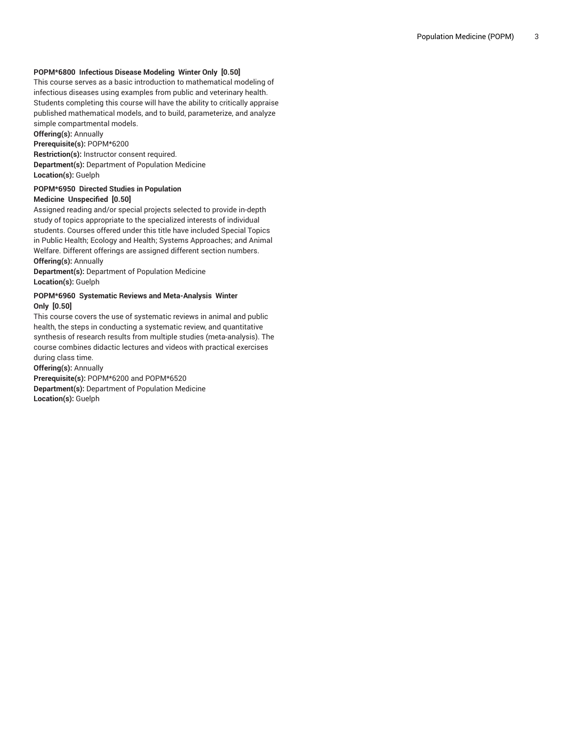**POPM*6800 Infectious Disease Modeling Winter Only [0.50]**

This course serves as a basic introduction to mathematical modeling of infectious diseases using examples from public and veterinary health. Students completing this course will have the ability to critically appraise published mathematical models, and to build, parameterize, and analyze simple compartmental models.

**Offering(s):** Annually
**Prerequisite(s):** POPM*6200
**Restriction(s):** Instructor consent required.
**Department(s):** Department of Population Medicine
**Location(s):** Guelph

**POPM*6950 Directed Studies in Population Medicine Unspecified [0.50]**

Assigned reading and/or special projects selected to provide in-depth study of topics appropriate to the specialized interests of individual students. Courses offered under this title have included Special Topics in Public Health; Ecology and Health; Systems Approaches; and Animal Welfare. Different offerings are assigned different section numbers.

**Offering(s):** Annually
**Department(s):** Department of Population Medicine
**Location(s):** Guelph

**POPM*6960 Systematic Reviews and Meta-Analysis Winter Only [0.50]**

This course covers the use of systematic reviews in animal and public health, the steps in conducting a systematic review, and quantitative synthesis of research results from multiple studies (meta-analysis). The course combines didactic lectures and videos with practical exercises during class time.

**Offering(s):** Annually
**Prerequisite(s):** POPM*6200 and POPM*6520
**Department(s):** Department of Population Medicine
**Location(s):** Guelph